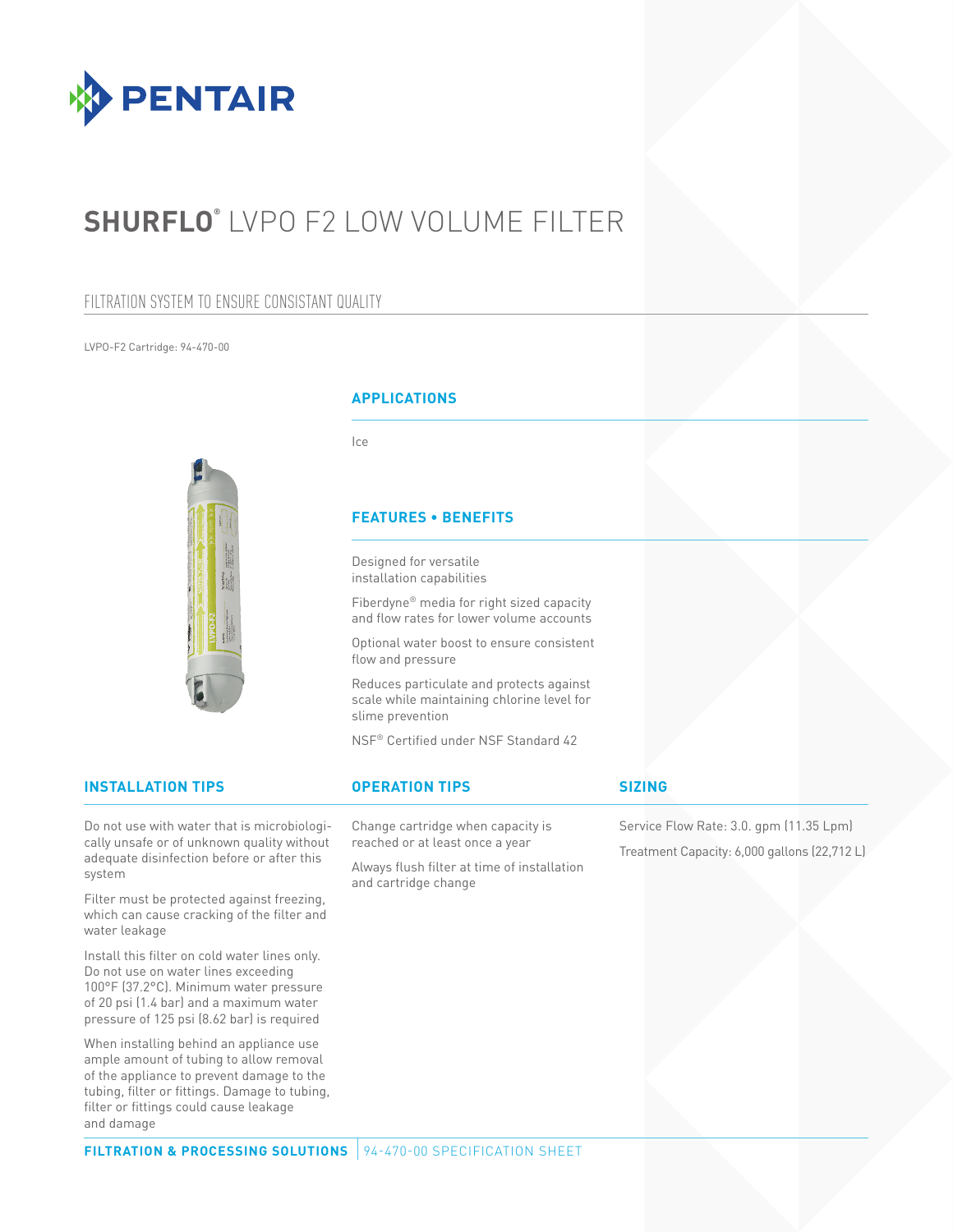PENTAIR

# SHURFLO® LVPO F2 LOW VOLUME FILTER

## FILTRATION SYSTEM TO ENSURE CONSISTANT QUALITY

LVPO-F2 Cartridge: 94-470-00

### APPLICATIONS

Ice

### FEATURES • BENEFITS

Designed for versatile installation capabilities

Fiberdyne® media for right sized capacity and flow rates for lower volume accounts

Optional water boost to ensure consistent flow and pressure

Reduces particulate and protects against scale while maintaining chlorine level for slime prevention

NSF® Certified under NSF Standard 42

### INSTALLATION TIPS

Do not use with water that is microbiologically unsafe or of unknown quality without adequate disinfection before or after this system

Filter must be protected against freezing, which can cause cracking of the filter and water leakage

Install this filter on cold water lines only. Do not use on water lines exceeding 100°F (37.2°C). Minimum water pressure of 20 psi (1.4 bar) and a maximum water pressure of 125 psi (8.62 bar) is required

When installing behind an appliance use ample amount of tubing to allow removal of the appliance to prevent damage to the tubing, filter or fittings. Damage to tubing, filter or fittings could cause leakage and damage

### OPERATION TIPS

Change cartridge when capacity is reached or at least once a year

Always flush filter at time of installation and cartridge change

### SIZING

Service Flow Rate: 3.0. gpm (11.35 Lpm)

Treatment Capacity: 6,000 gallons (22,712 L)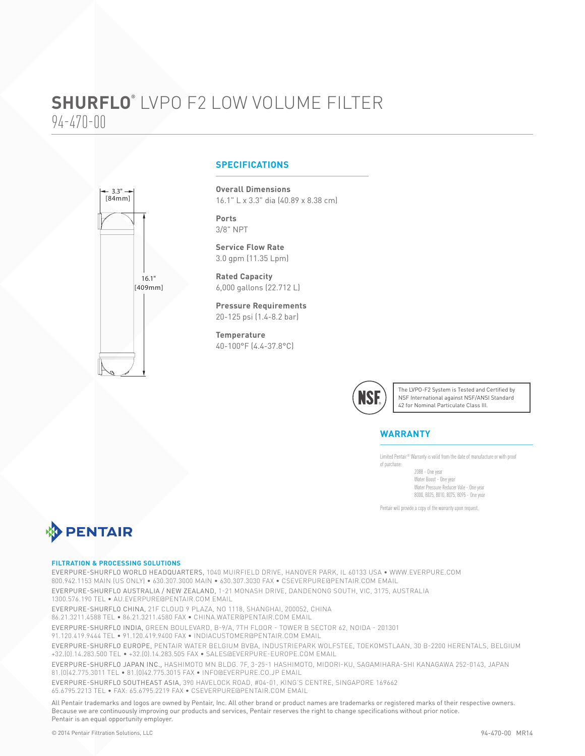# SHURFLO® LVPO F2 LOW VOLUME FILTER
94-470-00

3.3"
[84mm]

16.1"
[409mm]

## SPECIFICATIONS

**Overall Dimensions**
16.1" L x 3.3" dia (40.89 x 8.38 cm)

**Ports**
3/8" NPT

**Service Flow Rate**
3.0 gpm (11.35 Lpm)

**Rated Capacity**
6,000 gallons (22.712 L)

**Pressure Requirements**
20-125 psi (1.4-8.2 bar)

**Temperature**
40-100°F (4.4-37.8°C)

NSF

The LVPO-F2 System is Tested and Certified by NSF International against NSF/ANSI Standard 42 for Nominal Particulate Class III.

## WARRANTY

Limited Pentair® Warranty is valid from the date of manufacture or with proof of purchase:

2088 - One year
Water Boost - One year
Water Pressure Reducer Vale - One year
8000, 8025, 8010, 8075, 8095 - One year

Pentair will provide a copy of the warranty upon request.

PENTAIR

**FILTRATION & PROCESSING SOLUTIONS**

EVERPURE-SHURFLO WORLD HEADQUARTERS, 1040 MUIRFIELD DRIVE, HANOVER PARK, IL 60133 USA • WWW.EVERPURE.COM
800.942.1153 MAIN (US ONLY) • 630.307.3000 MAIN • 630.307.3030 FAX • CSEVERPURE@PENTAIR.COM EMAIL

EVERPURE-SHURFLO AUSTRALIA / NEW ZEALAND, 1-21 MONASH DRIVE, DANDENONG SOUTH, VIC, 3175, AUSTRALIA
1300.576.190 TEL • AU.EVERPURE@PENTAIR.COM EMAIL

EVERPURE-SHURFLO CHINA, 21F CLOUD 9 PLAZA, NO 1118, SHANGHAI, 200052, CHINA
86.21.3211.4588 TEL • 86.21.3211.4580 FAX • CHINA.WATER@PENTAIR.COM EMAIL

EVERPURE-SHURFLO INDIA, GREEN BOULEVARD, B-9/A, 7TH FLOOR - TOWER B SECTOR 62, NOIDA - 201301
91.120.419.9444 TEL • 91.120.419.9400 FAX • INDIACUSTOMER@PENTAIR.COM EMAIL

EVERPURE-SHURFLO EUROPE, PENTAIR WATER BELGIUM BVBA, INDUSTRIEPARK WOLFSTEE, TOEKOMSTLAAN, 30 B-2200 HERENTALS, BELGIUM
+32.(0).14.283.500 TEL • +32.(0).14.283.505 FAX • SALES@EVERPURE-EUROPE.COM EMAIL

EVERPURE-SHURFLO JAPAN INC., HASHIMOTO MN BLDG. 7F, 3-25-1 HASHIMOTO, MIDORI-KU, SAGAMIHARA-SHI KANAGAWA 252-0143, JAPAN
81.(0)42.775.3011 TEL • 81.(0)42.775.3015 FAX • INFO@EVERPURE.CO.JP EMAIL

EVERPURE-SHURFLO SOUTHEAST ASIA, 390 HAVELOCK ROAD, #04-01, KING'S CENTRE, SINGAPORE 169662
65.6795.2213 TEL • FAX: 65.6795.2219 FAX • CSEVERPURE@PENTAIR.COM EMAIL

All Pentair trademarks and logos are owned by Pentair, Inc. All other brand or product names are trademarks or registered marks of their respective owners. Because we are continuously improving our products and services, Pentair reserves the right to change specifications without prior notice.
Pentair is an equal opportunity employer.

© 2014 Pentair Filtration Solutions, LLC

94-470-00 MR14